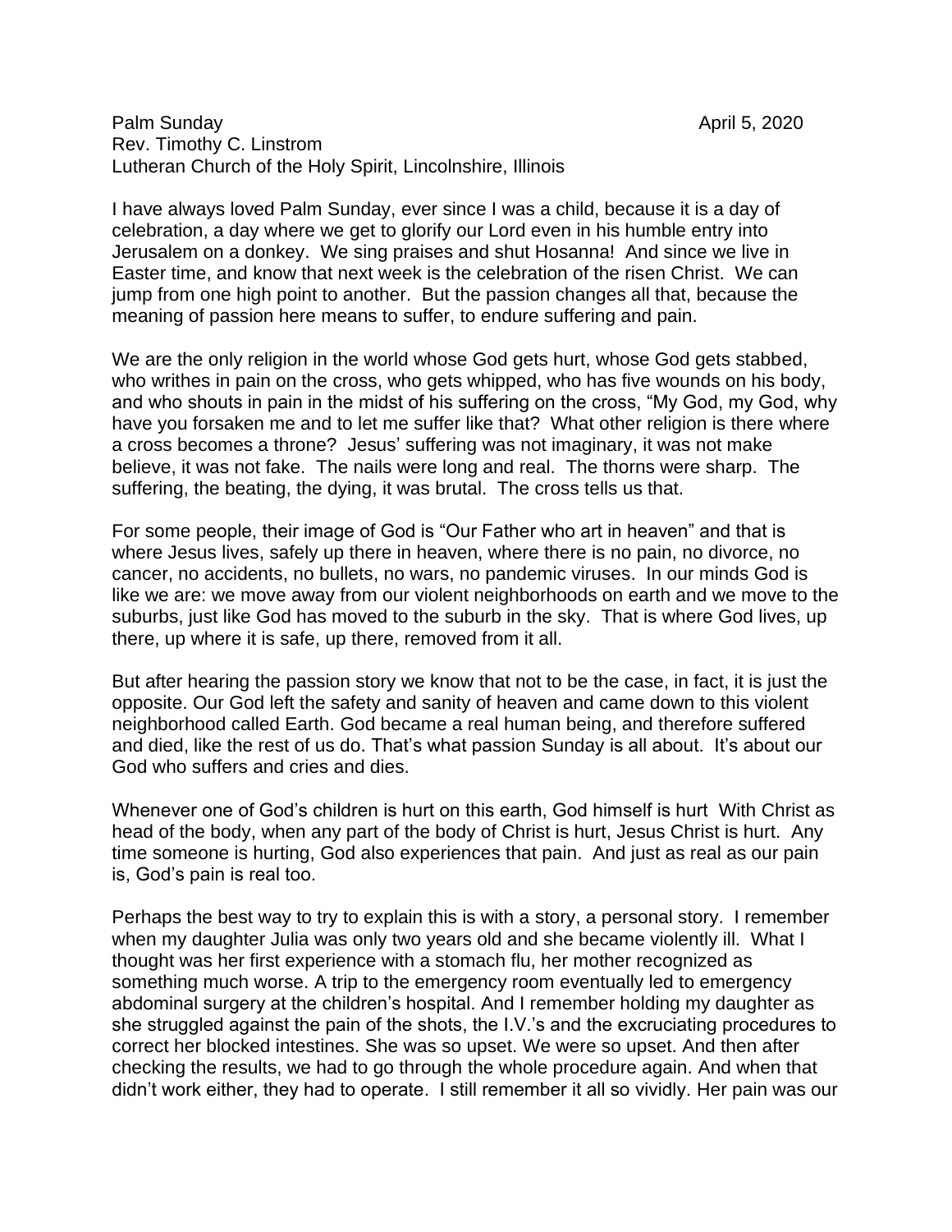Palm Sunday April 5, 2020
Rev. Timothy C. Linstrom
Lutheran Church of the Holy Spirit, Lincolnshire, Illinois

I have always loved Palm Sunday, ever since I was a child, because it is a day of celebration, a day where we get to glorify our Lord even in his humble entry into Jerusalem on a donkey. We sing praises and shut Hosanna! And since we live in Easter time, and know that next week is the celebration of the risen Christ. We can jump from one high point to another. But the passion changes all that, because the meaning of passion here means to suffer, to endure suffering and pain.

We are the only religion in the world whose God gets hurt, whose God gets stabbed, who writhes in pain on the cross, who gets whipped, who has five wounds on his body, and who shouts in pain in the midst of his suffering on the cross, "My God, my God, why have you forsaken me and to let me suffer like that? What other religion is there where a cross becomes a throne? Jesus' suffering was not imaginary, it was not make believe, it was not fake. The nails were long and real. The thorns were sharp. The suffering, the beating, the dying, it was brutal. The cross tells us that.

For some people, their image of God is "Our Father who art in heaven" and that is where Jesus lives, safely up there in heaven, where there is no pain, no divorce, no cancer, no accidents, no bullets, no wars, no pandemic viruses. In our minds God is like we are: we move away from our violent neighborhoods on earth and we move to the suburbs, just like God has moved to the suburb in the sky. That is where God lives, up there, up where it is safe, up there, removed from it all.

But after hearing the passion story we know that not to be the case, in fact, it is just the opposite. Our God left the safety and sanity of heaven and came down to this violent neighborhood called Earth. God became a real human being, and therefore suffered and died, like the rest of us do. That's what passion Sunday is all about. It's about our God who suffers and cries and dies.

Whenever one of God's children is hurt on this earth, God himself is hurt With Christ as head of the body, when any part of the body of Christ is hurt, Jesus Christ is hurt. Any time someone is hurting, God also experiences that pain. And just as real as our pain is, God's pain is real too.

Perhaps the best way to try to explain this is with a story, a personal story. I remember when my daughter Julia was only two years old and she became violently ill. What I thought was her first experience with a stomach flu, her mother recognized as something much worse. A trip to the emergency room eventually led to emergency abdominal surgery at the children's hospital. And I remember holding my daughter as she struggled against the pain of the shots, the I.V.'s and the excruciating procedures to correct her blocked intestines. She was so upset. We were so upset. And then after checking the results, we had to go through the whole procedure again. And when that didn't work either, they had to operate. I still remember it all so vividly. Her pain was our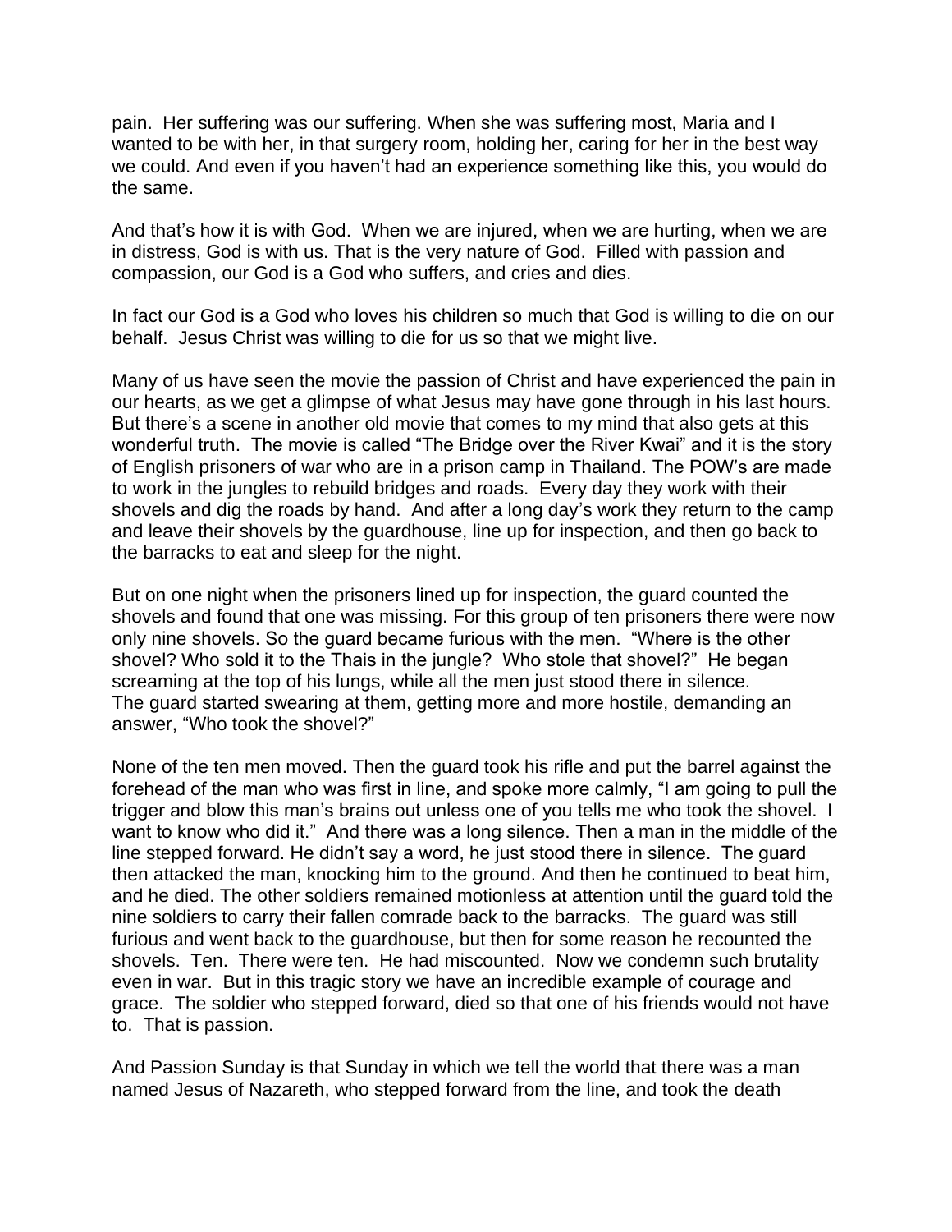pain. Her suffering was our suffering. When she was suffering most, Maria and I wanted to be with her, in that surgery room, holding her, caring for her in the best way we could. And even if you haven't had an experience something like this, you would do the same.

And that's how it is with God. When we are injured, when we are hurting, when we are in distress, God is with us. That is the very nature of God. Filled with passion and compassion, our God is a God who suffers, and cries and dies.

In fact our God is a God who loves his children so much that God is willing to die on our behalf. Jesus Christ was willing to die for us so that we might live.

Many of us have seen the movie the passion of Christ and have experienced the pain in our hearts, as we get a glimpse of what Jesus may have gone through in his last hours. But there's a scene in another old movie that comes to my mind that also gets at this wonderful truth. The movie is called "The Bridge over the River Kwai" and it is the story of English prisoners of war who are in a prison camp in Thailand. The POW's are made to work in the jungles to rebuild bridges and roads. Every day they work with their shovels and dig the roads by hand. And after a long day's work they return to the camp and leave their shovels by the guardhouse, line up for inspection, and then go back to the barracks to eat and sleep for the night.

But on one night when the prisoners lined up for inspection, the guard counted the shovels and found that one was missing. For this group of ten prisoners there were now only nine shovels. So the guard became furious with the men. "Where is the other shovel? Who sold it to the Thais in the jungle? Who stole that shovel?" He began screaming at the top of his lungs, while all the men just stood there in silence. The guard started swearing at them, getting more and more hostile, demanding an answer, "Who took the shovel?"

None of the ten men moved. Then the guard took his rifle and put the barrel against the forehead of the man who was first in line, and spoke more calmly, "I am going to pull the trigger and blow this man's brains out unless one of you tells me who took the shovel. I want to know who did it." And there was a long silence. Then a man in the middle of the line stepped forward. He didn't say a word, he just stood there in silence. The guard then attacked the man, knocking him to the ground. And then he continued to beat him, and he died. The other soldiers remained motionless at attention until the guard told the nine soldiers to carry their fallen comrade back to the barracks. The guard was still furious and went back to the guardhouse, but then for some reason he recounted the shovels. Ten. There were ten. He had miscounted. Now we condemn such brutality even in war. But in this tragic story we have an incredible example of courage and grace. The soldier who stepped forward, died so that one of his friends would not have to. That is passion.

And Passion Sunday is that Sunday in which we tell the world that there was a man named Jesus of Nazareth, who stepped forward from the line, and took the death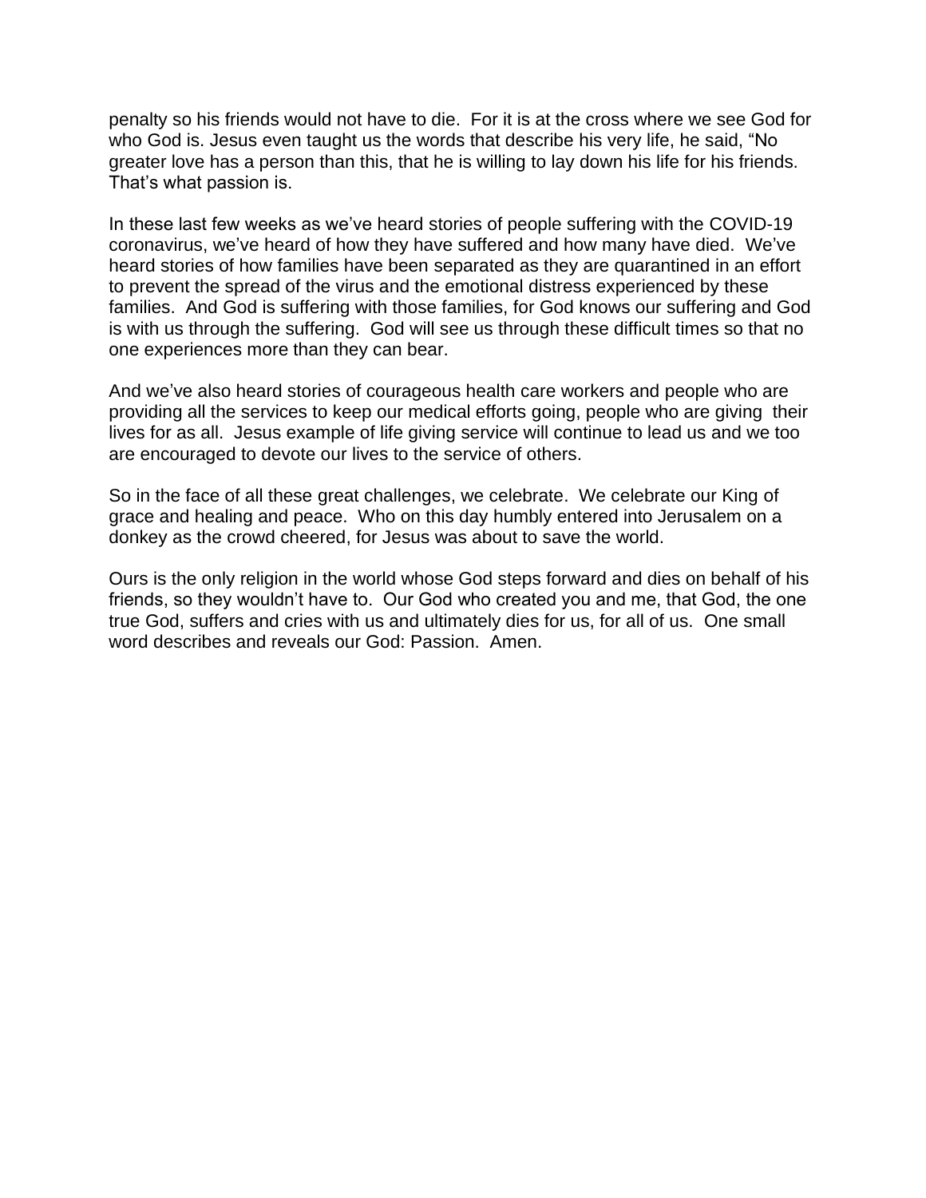penalty so his friends would not have to die. For it is at the cross where we see God for who God is. Jesus even taught us the words that describe his very life, he said, "No greater love has a person than this, that he is willing to lay down his life for his friends. That's what passion is.

In these last few weeks as we've heard stories of people suffering with the COVID-19 coronavirus, we've heard of how they have suffered and how many have died. We've heard stories of how families have been separated as they are quarantined in an effort to prevent the spread of the virus and the emotional distress experienced by these families. And God is suffering with those families, for God knows our suffering and God is with us through the suffering. God will see us through these difficult times so that no one experiences more than they can bear.

And we've also heard stories of courageous health care workers and people who are providing all the services to keep our medical efforts going, people who are giving their lives for as all. Jesus example of life giving service will continue to lead us and we too are encouraged to devote our lives to the service of others.

So in the face of all these great challenges, we celebrate. We celebrate our King of grace and healing and peace. Who on this day humbly entered into Jerusalem on a donkey as the crowd cheered, for Jesus was about to save the world.

Ours is the only religion in the world whose God steps forward and dies on behalf of his friends, so they wouldn't have to. Our God who created you and me, that God, the one true God, suffers and cries with us and ultimately dies for us, for all of us. One small word describes and reveals our God: Passion. Amen.